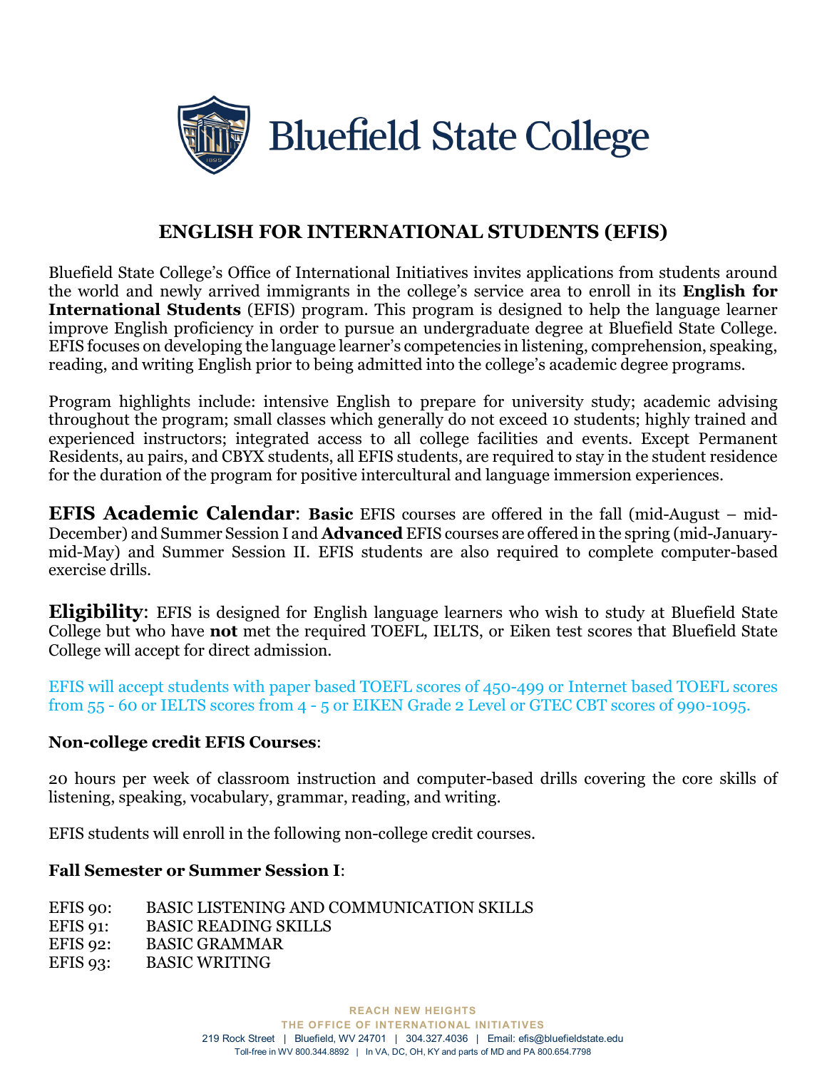# Bluefield State College

## ENGLISH FOR INTERNATIONAL STUDENTS (EFIS)

Bluefield State College's Office of International Initiatives invites applications from students around the world and newly arrived immigrants in the college's service area to enroll in its **English for International Students** (EFIS) program. This program is designed to help the language learner improve English proficiency in order to pursue an undergraduate degree at Bluefield State College. EFIS focuses on developing the language learner's competencies in listening, comprehension, speaking, reading, and writing English prior to being admitted into the college's academic degree programs.

Program highlights include: intensive English to prepare for university study; academic advising throughout the program; small classes which generally do not exceed 10 students; highly trained and experienced instructors; integrated access to all college facilities and events. Except Permanent Residents, au pairs, and CBYX students, all EFIS students, are required to stay in the student residence for the duration of the program for positive intercultural and language immersion experiences.

**EFIS Academic Calendar**: **Basic** EFIS courses are offered in the fall (mid-August – mid-December) and Summer Session I and **Advanced** EFIS courses are offered in the spring (mid-January-mid-May) and Summer Session II. EFIS students are also required to complete computer-based exercise drills.

**Eligibility**: EFIS is designed for English language learners who wish to study at Bluefield State College but who have **not** met the required TOEFL, IELTS, or Eiken test scores that Bluefield State College will accept for direct admission.

EFIS will accept students with paper based TOEFL scores of 450-499 or Internet based TOEFL scores from 55 - 60 or IELTS scores from 4 - 5 or EIKEN Grade 2 Level or GTEC CBT scores of 990-1095.

**Non-college credit EFIS Courses**:

20 hours per week of classroom instruction and computer-based drills covering the core skills of listening, speaking, vocabulary, grammar, reading, and writing.

EFIS students will enroll in the following non-college credit courses.

**Fall Semester or Summer Session I**:

EFIS 90: BASIC LISTENING AND COMMUNICATION SKILLS
EFIS 91: BASIC READING SKILLS
EFIS 92: BASIC GRAMMAR
EFIS 93: BASIC WRITING

REACH NEW HEIGHTS
THE OFFICE OF INTERNATIONAL INITIATIVES
219 Rock Street | Bluefield, WV 24701 | 304.327.4036 | Email: efis@bluefieldstate.edu
Toll-free in WV 800.344.8892 | In VA, DC, OH, KY and parts of MD and PA 800.654.7798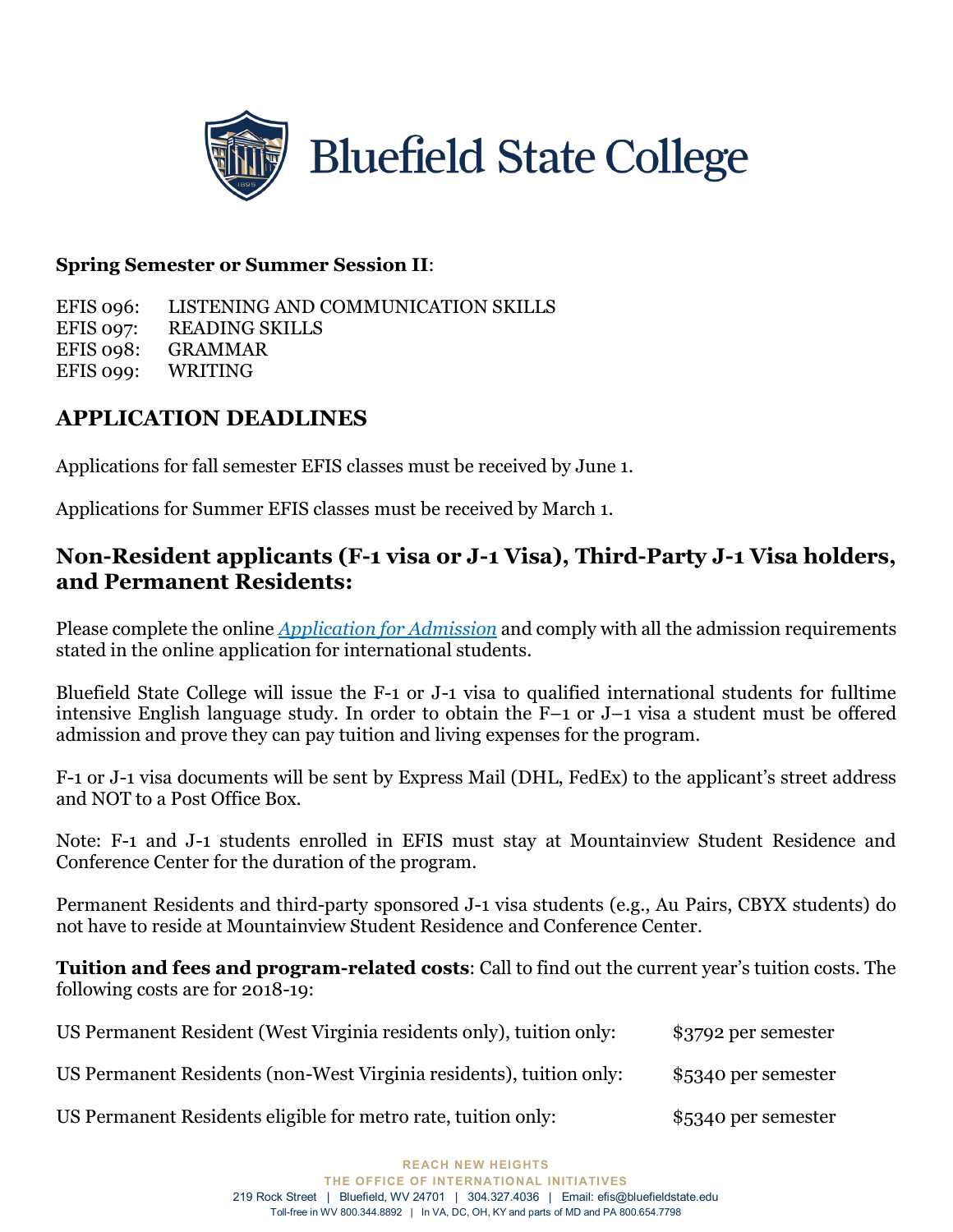**Spring Semester or Summer Session II**:

EFIS 096: LISTENING AND COMMUNICATION SKILLS
EFIS 097: READING SKILLS
EFIS 098: GRAMMAR
EFIS 099: WRITING

## APPLICATION DEADLINES

Applications for fall semester EFIS classes must be received by June 1.

Applications for Summer EFIS classes must be received by March 1.

## Non-Resident applicants (F-1 visa or J-1 Visa), Third-Party J-1 Visa holders, and Permanent Residents:

Please complete the online *Application for Admission* and comply with all the admission requirements stated in the online application for international students.

Bluefield State College will issue the F-1 or J-1 visa to qualified international students for fulltime intensive English language study. In order to obtain the F–1 or J–1 visa a student must be offered admission and prove they can pay tuition and living expenses for the program.

F-1 or J-1 visa documents will be sent by Express Mail (DHL, FedEx) to the applicant's street address and NOT to a Post Office Box.

Note: F-1 and J-1 students enrolled in EFIS must stay at Mountainview Student Residence and Conference Center for the duration of the program.

Permanent Residents and third-party sponsored J-1 visa students (e.g., Au Pairs, CBYX students) do not have to reside at Mountainview Student Residence and Conference Center.

**Tuition and fees and program-related costs**: Call to find out the current year's tuition costs. The following costs are for 2018-19:

| | |
|---|---|
| US Permanent Resident (West Virginia residents only), tuition only: | $3792 per semester |
| US Permanent Residents (non-West Virginia residents), tuition only: | $5340 per semester |
| US Permanent Residents eligible for metro rate, tuition only: | $5340 per semester |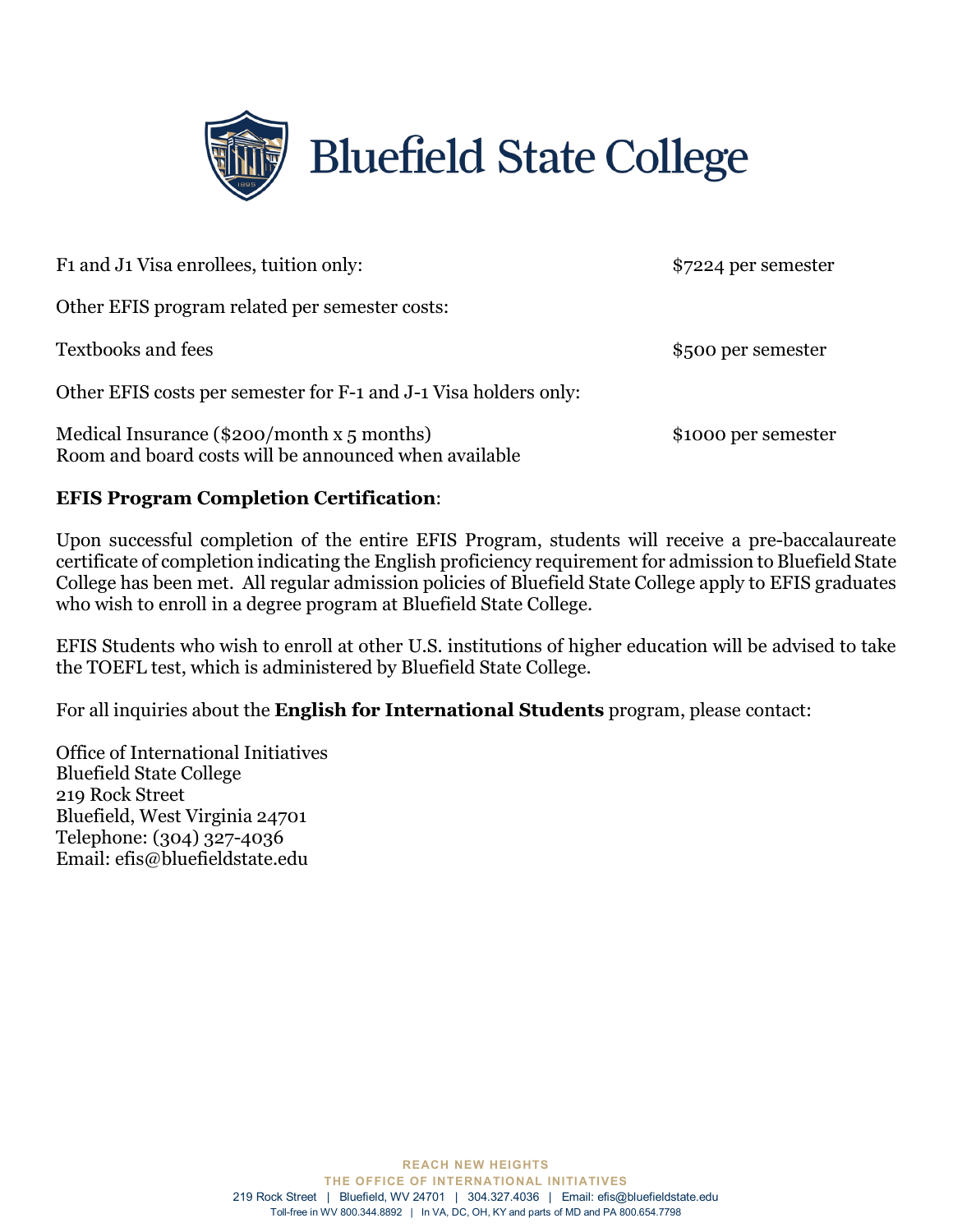Bluefield State College

| | |
|---|---|
| F1 and J1 Visa enrollees, tuition only: | $7224 per semester |
| Other EFIS program related per semester costs: | |
| Textbooks and fees | $500 per semester |
| Other EFIS costs per semester for F-1 and J-1 Visa holders only: | |
| Medical Insurance ($200/month x 5 months) | $1000 per semester |
| Room and board costs will be announced when available | |

**EFIS Program Completion Certification**:

Upon successful completion of the entire EFIS Program, students will receive a pre-baccalaureate certificate of completion indicating the English proficiency requirement for admission to Bluefield State College has been met. All regular admission policies of Bluefield State College apply to EFIS graduates who wish to enroll in a degree program at Bluefield State College.

EFIS Students who wish to enroll at other U.S. institutions of higher education will be advised to take the TOEFL test, which is administered by Bluefield State College.

For all inquiries about the **English for International Students** program, please contact:

Office of International Initiatives
Bluefield State College
219 Rock Street
Bluefield, West Virginia 24701
Telephone: (304) 327-4036
Email: efis@bluefieldstate.edu

REACH NEW HEIGHTS
THE OFFICE OF INTERNATIONAL INITIATIVES
219 Rock Street | Bluefield, WV 24701 | 304.327.4036 | Email: efis@bluefieldstate.edu
Toll-free in WV 800.344.8892 | In VA, DC, OH, KY and parts of MD and PA 800.654.7798